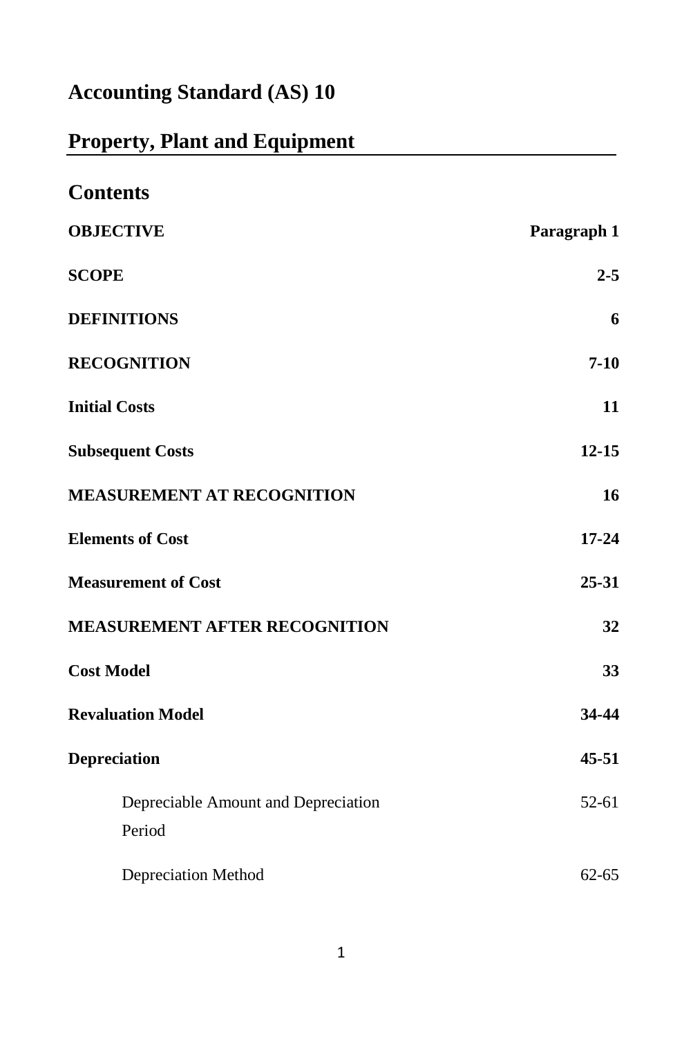# Accounting Standard (AS) 10

## Property, Plant and Equipment

## Contents

| | |
|---|---|
| **OBJECTIVE** | **Paragraph 1** |
| **SCOPE** | **2-5** |
| **DEFINITIONS** | **6** |
| **RECOGNITION** | **7-10** |
| **Initial Costs** | **11** |
| **Subsequent Costs** | **12-15** |
| **MEASUREMENT AT RECOGNITION** | **16** |
| **Elements of Cost** | **17-24** |
| **Measurement of Cost** | **25-31** |
| **MEASUREMENT AFTER RECOGNITION** | **32** |
| **Cost Model** | **33** |
| **Revaluation Model** | **34-44** |
| **Depreciation** | **45-51** |
| Depreciable Amount and Depreciation Period | 52-61 |
| Depreciation Method | 62-65 |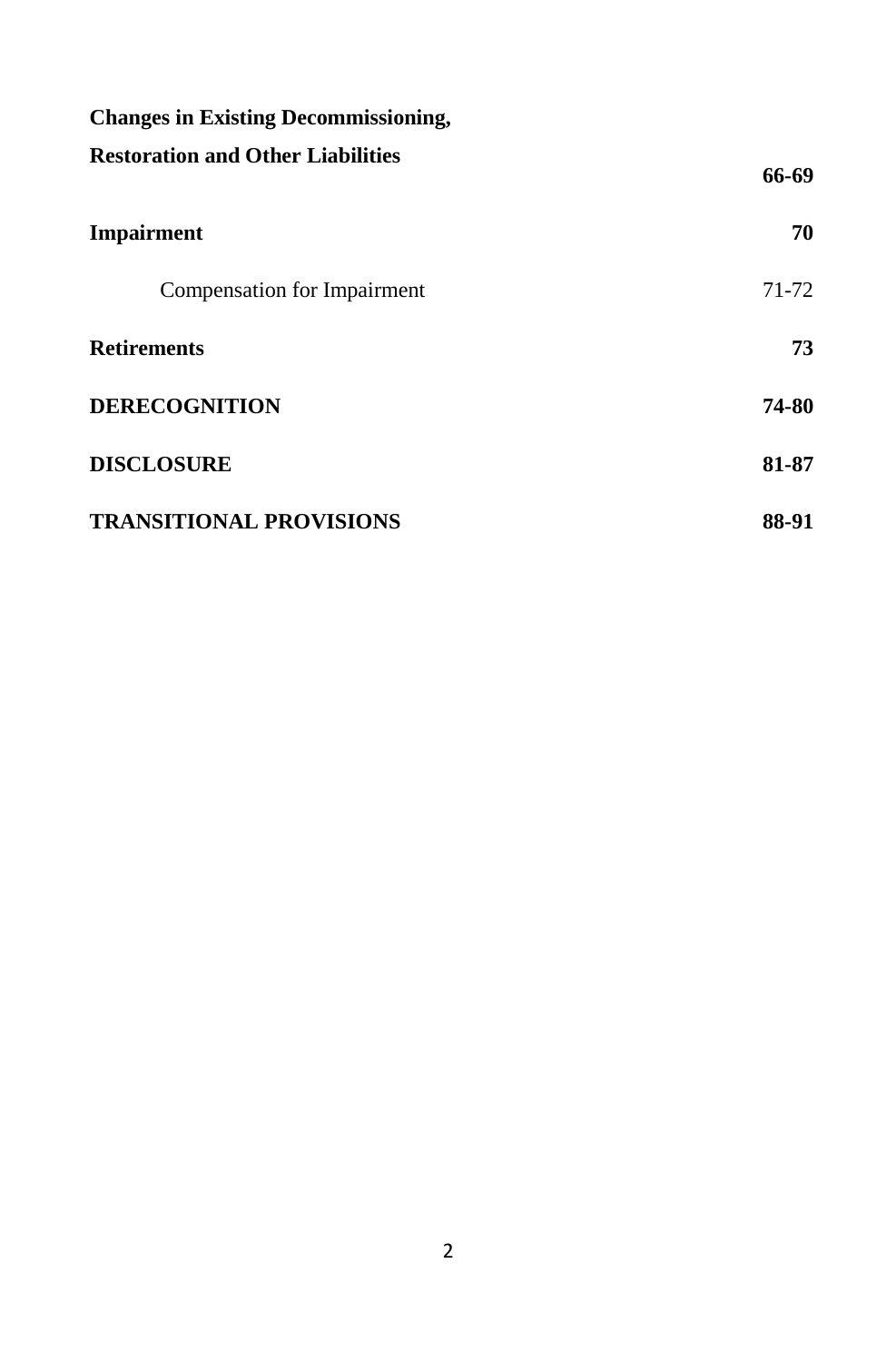| | |
|---|---|
| **Changes in Existing Decommissioning, Restoration and Other Liabilities** | **66-69** |
| **Impairment** | **70** |
| Compensation for Impairment | 71-72 |
| **Retirements** | **73** |
| **DERECOGNITION** | **74-80** |
| **DISCLOSURE** | **81-87** |
| **TRANSITIONAL PROVISIONS** | **88-91** |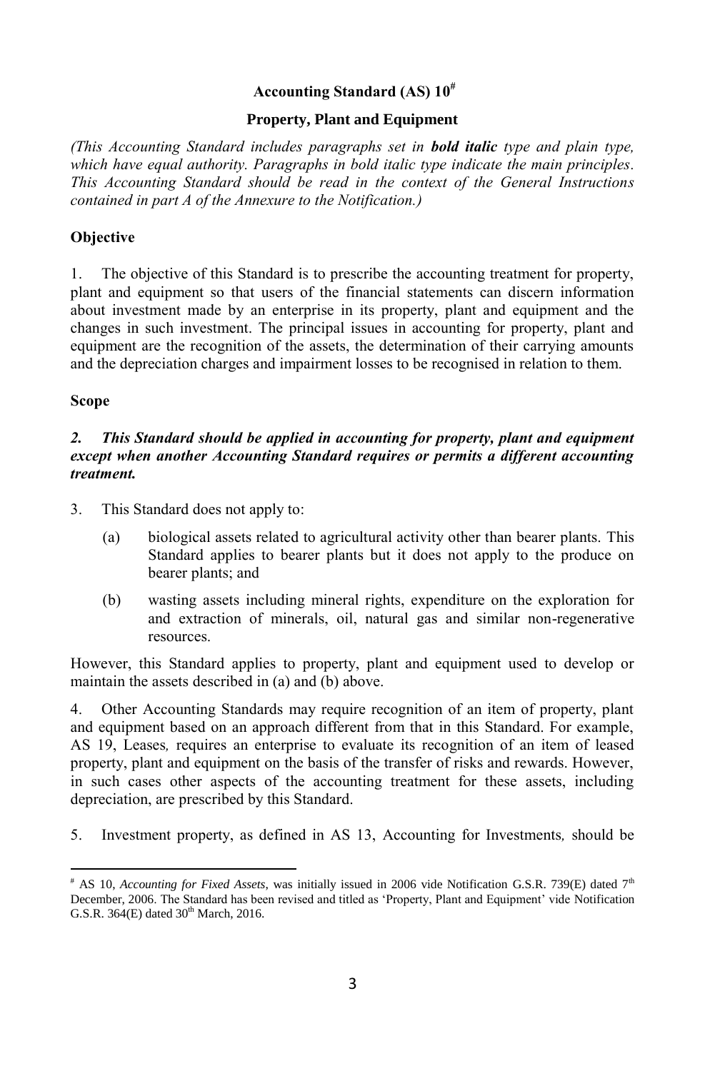# Accounting Standard (AS) 10[#]

## Property, Plant and Equipment

*(This Accounting Standard includes paragraphs set in **bold italic** type and plain type, which have equal authority. Paragraphs in bold italic type indicate the main principles. This Accounting Standard should be read in the context of the General Instructions contained in part A of the Annexure to the Notification.)*

### Objective

1. The objective of this Standard is to prescribe the accounting treatment for property, plant and equipment so that users of the financial statements can discern information about investment made by an enterprise in its property, plant and equipment and the changes in such investment. The principal issues in accounting for property, plant and equipment are the recognition of the assets, the determination of their carrying amounts and the depreciation charges and impairment losses to be recognised in relation to them.

### Scope

***2. This Standard should be applied in accounting for property, plant and equipment except when another Accounting Standard requires or permits a different accounting treatment.***

3. This Standard does not apply to:

   (a) biological assets related to agricultural activity other than bearer plants. This Standard applies to bearer plants but it does not apply to the produce on bearer plants; and

   (b) wasting assets including mineral rights, expenditure on the exploration for and extraction of minerals, oil, natural gas and similar non-regenerative resources.

However, this Standard applies to property, plant and equipment used to develop or maintain the assets described in (a) and (b) above.

4. Other Accounting Standards may require recognition of an item of property, plant and equipment based on an approach different from that in this Standard. For example, AS 19, Leases*,* requires an enterprise to evaluate its recognition of an item of leased property, plant and equipment on the basis of the transfer of risks and rewards. However, in such cases other aspects of the accounting treatment for these assets, including depreciation, are prescribed by this Standard.

5. Investment property, as defined in AS 13, Accounting for Investments*,* should be

---

[#] AS 10, *Accounting for Fixed Assets,* was initially issued in 2006 vide Notification G.S.R. 739(E) dated 7th December, 2006. The Standard has been revised and titled as 'Property, Plant and Equipment' vide Notification G.S.R. 364(E) dated 30th March, 2016.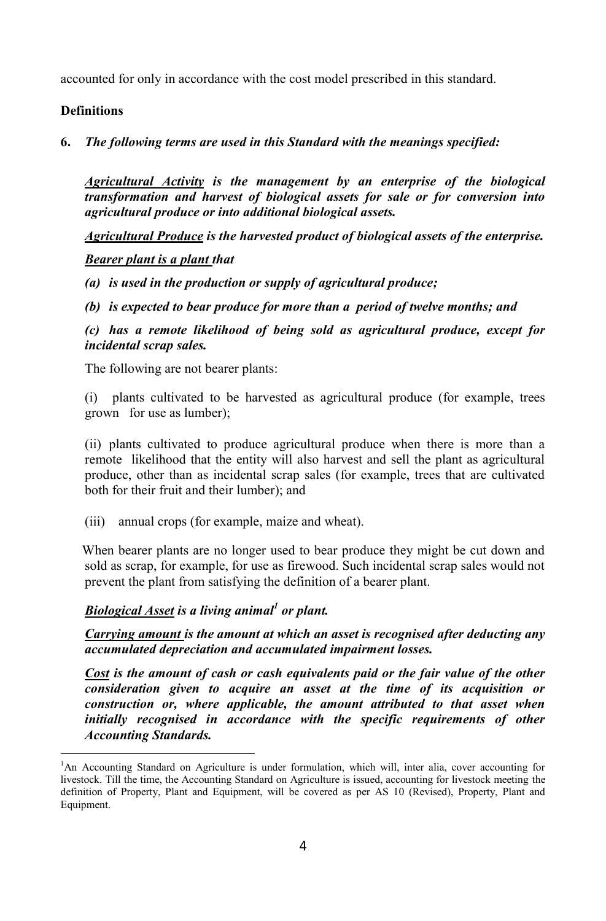accounted for only in accordance with the cost model prescribed in this standard.

**Definitions**

**6.** ***The following terms are used in this Standard with the meanings specified:***

***<u>Agricultural Activity</u> is the management by an enterprise of the biological transformation and harvest of biological assets for sale or for conversion into agricultural produce or into additional biological assets.***

***<u>Agricultural Produce</u> is the harvested product of biological assets of the enterprise.***

***<u>Bearer plant is a plant</u> that***

***(a) is used in the production or supply of agricultural produce;***

***(b) is expected to bear produce for more than a period of twelve months; and***

***(c) has a remote likelihood of being sold as agricultural produce, except for incidental scrap sales.***

The following are not bearer plants:

(i) plants cultivated to be harvested as agricultural produce (for example, trees grown for use as lumber);

(ii) plants cultivated to produce agricultural produce when there is more than a remote likelihood that the entity will also harvest and sell the plant as agricultural produce, other than as incidental scrap sales (for example, trees that are cultivated both for their fruit and their lumber); and

(iii) annual crops (for example, maize and wheat).

When bearer plants are no longer used to bear produce they might be cut down and sold as scrap, for example, for use as firewood. Such incidental scrap sales would not prevent the plant from satisfying the definition of a bearer plant.

***<u>Biological Asset</u> is a living animal[1] or plant.***

***<u>Carrying amount</u> is the amount at which an asset is recognised after deducting any accumulated depreciation and accumulated impairment losses.***

***<u>Cost</u> is the amount of cash or cash equivalents paid or the fair value of the other consideration given to acquire an asset at the time of its acquisition or construction or, where applicable, the amount attributed to that asset when initially recognised in accordance with the specific requirements of other Accounting Standards.***

---

[1] An Accounting Standard on Agriculture is under formulation, which will, inter alia, cover accounting for livestock. Till the time, the Accounting Standard on Agriculture is issued, accounting for livestock meeting the definition of Property, Plant and Equipment, will be covered as per AS 10 (Revised), Property, Plant and Equipment.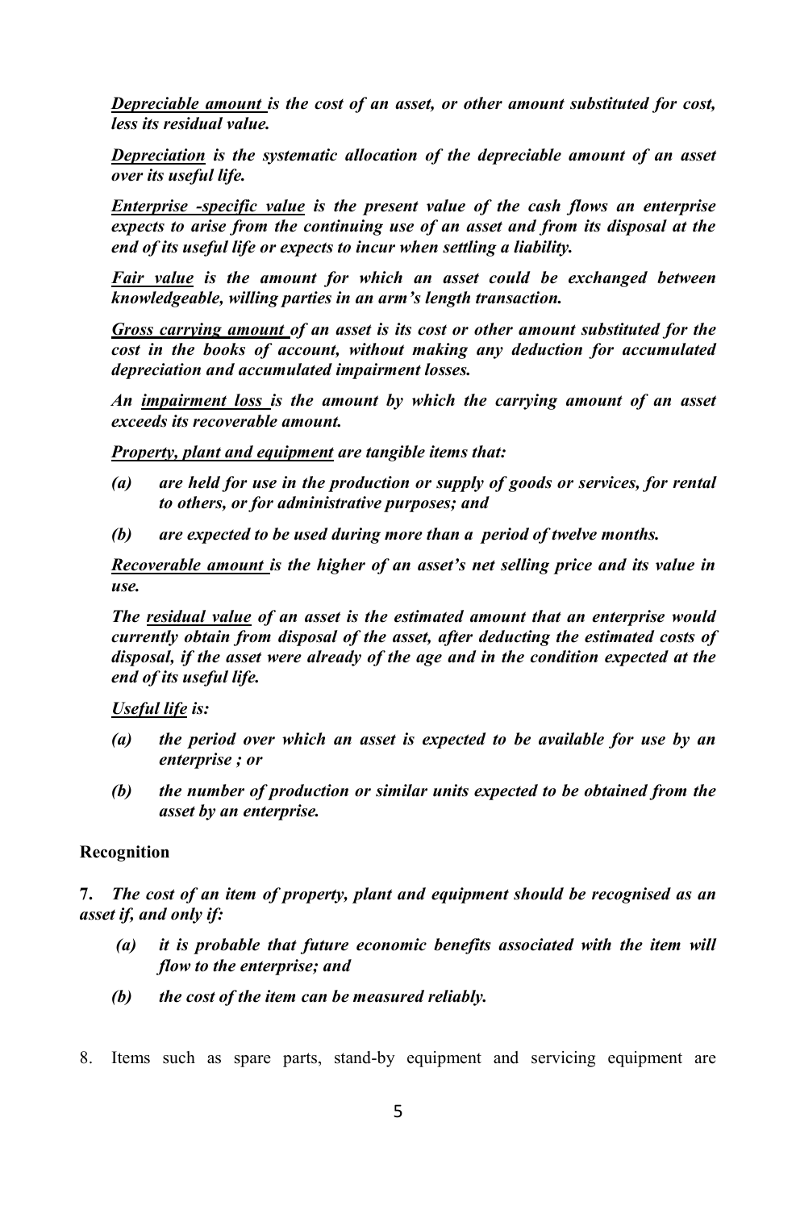***Depreciable amount** is the cost of an asset, or other amount substituted for cost, less its residual value.*

***Depreciation** is the systematic allocation of the depreciable amount of an asset over its useful life.*

***Enterprise -specific value** is the present value of the cash flows an enterprise expects to arise from the continuing use of an asset and from its disposal at the end of its useful life or expects to incur when settling a liability.*

***Fair value** is the amount for which an asset could be exchanged between knowledgeable, willing parties in an arm's length transaction.*

***Gross carrying amount** of an asset is its cost or other amount substituted for the cost in the books of account, without making any deduction for accumulated depreciation and accumulated impairment losses.*

*An **impairment loss** is the amount by which the carrying amount of an asset exceeds its recoverable amount.*

***Property, plant and equipment** are tangible items that:*

*(a) are held for use in the production or supply of goods or services, for rental to others, or for administrative purposes; and*

*(b) are expected to be used during more than a period of twelve months.*

***Recoverable amount** is the higher of an asset's net selling price and its value in use.*

*The **residual value** of an asset is the estimated amount that an enterprise would currently obtain from disposal of the asset, after deducting the estimated costs of disposal, if the asset were already of the age and in the condition expected at the end of its useful life.*

***Useful life** is:*

*(a) the period over which an asset is expected to be available for use by an enterprise ; or*

*(b) the number of production or similar units expected to be obtained from the asset by an enterprise.*

**Recognition**

**7.** *The cost of an item of property, plant and equipment should be recognised as an asset if, and only if:*

*(a) it is probable that future economic benefits associated with the item will flow to the enterprise; and*

*(b) the cost of the item can be measured reliably.*

8. Items such as spare parts, stand-by equipment and servicing equipment are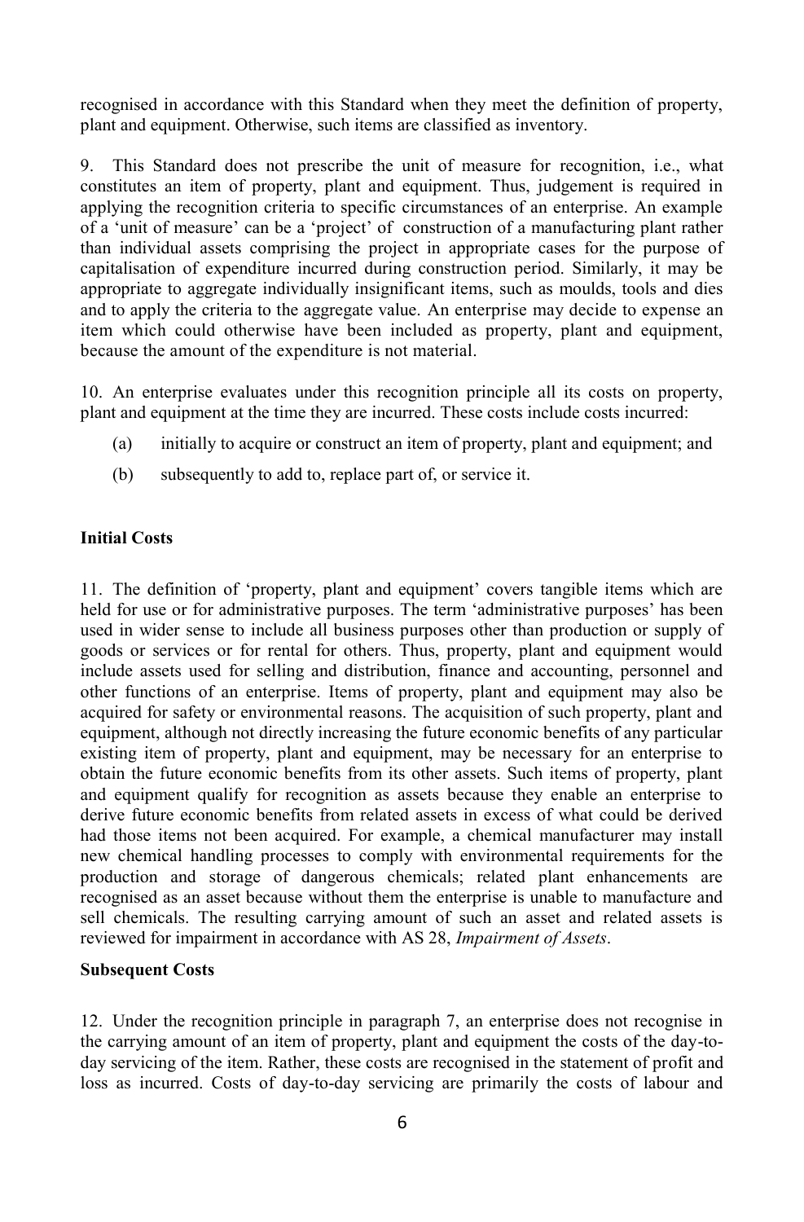recognised in accordance with this Standard when they meet the definition of property, plant and equipment. Otherwise, such items are classified as inventory.

9. This Standard does not prescribe the unit of measure for recognition, i.e., what constitutes an item of property, plant and equipment. Thus, judgement is required in applying the recognition criteria to specific circumstances of an enterprise. An example of a 'unit of measure' can be a 'project' of construction of a manufacturing plant rather than individual assets comprising the project in appropriate cases for the purpose of capitalisation of expenditure incurred during construction period. Similarly, it may be appropriate to aggregate individually insignificant items, such as moulds, tools and dies and to apply the criteria to the aggregate value. An enterprise may decide to expense an item which could otherwise have been included as property, plant and equipment, because the amount of the expenditure is not material.

10. An enterprise evaluates under this recognition principle all its costs on property, plant and equipment at the time they are incurred. These costs include costs incurred:

(a) initially to acquire or construct an item of property, plant and equipment; and

(b) subsequently to add to, replace part of, or service it.

**Initial Costs**

11. The definition of 'property, plant and equipment' covers tangible items which are held for use or for administrative purposes. The term 'administrative purposes' has been used in wider sense to include all business purposes other than production or supply of goods or services or for rental for others. Thus, property, plant and equipment would include assets used for selling and distribution, finance and accounting, personnel and other functions of an enterprise. Items of property, plant and equipment may also be acquired for safety or environmental reasons. The acquisition of such property, plant and equipment, although not directly increasing the future economic benefits of any particular existing item of property, plant and equipment, may be necessary for an enterprise to obtain the future economic benefits from its other assets. Such items of property, plant and equipment qualify for recognition as assets because they enable an enterprise to derive future economic benefits from related assets in excess of what could be derived had those items not been acquired. For example, a chemical manufacturer may install new chemical handling processes to comply with environmental requirements for the production and storage of dangerous chemicals; related plant enhancements are recognised as an asset because without them the enterprise is unable to manufacture and sell chemicals. The resulting carrying amount of such an asset and related assets is reviewed for impairment in accordance with AS 28, *Impairment of Assets*.

**Subsequent Costs**

12. Under the recognition principle in paragraph 7, an enterprise does not recognise in the carrying amount of an item of property, plant and equipment the costs of the day-to-day servicing of the item. Rather, these costs are recognised in the statement of profit and loss as incurred. Costs of day-to-day servicing are primarily the costs of labour and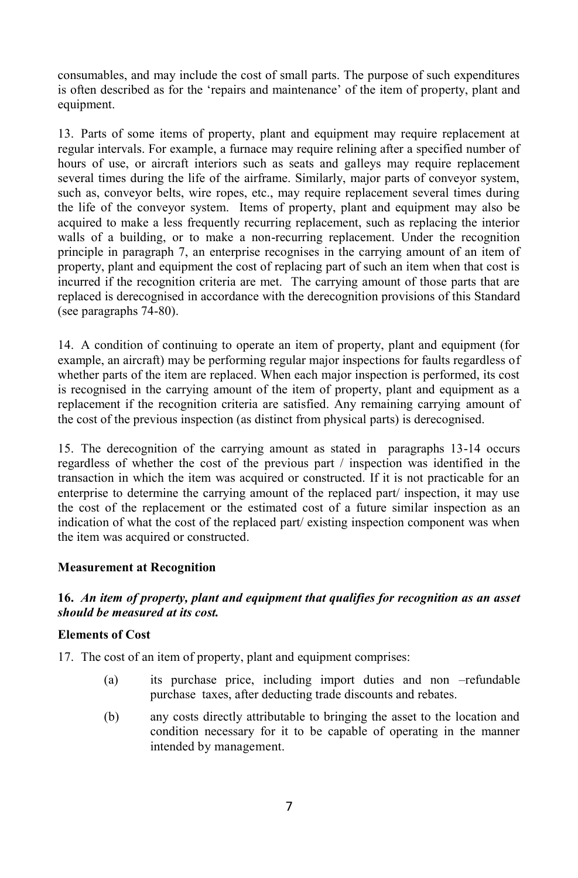consumables, and may include the cost of small parts. The purpose of such expenditures is often described as for the 'repairs and maintenance' of the item of property, plant and equipment.

13. Parts of some items of property, plant and equipment may require replacement at regular intervals. For example, a furnace may require relining after a specified number of hours of use, or aircraft interiors such as seats and galleys may require replacement several times during the life of the airframe. Similarly, major parts of conveyor system, such as, conveyor belts, wire ropes, etc., may require replacement several times during the life of the conveyor system. Items of property, plant and equipment may also be acquired to make a less frequently recurring replacement, such as replacing the interior walls of a building, or to make a non-recurring replacement. Under the recognition principle in paragraph 7, an enterprise recognises in the carrying amount of an item of property, plant and equipment the cost of replacing part of such an item when that cost is incurred if the recognition criteria are met. The carrying amount of those parts that are replaced is derecognised in accordance with the derecognition provisions of this Standard (see paragraphs 74-80).

14. A condition of continuing to operate an item of property, plant and equipment (for example, an aircraft) may be performing regular major inspections for faults regardless of whether parts of the item are replaced. When each major inspection is performed, its cost is recognised in the carrying amount of the item of property, plant and equipment as a replacement if the recognition criteria are satisfied. Any remaining carrying amount of the cost of the previous inspection (as distinct from physical parts) is derecognised.

15. The derecognition of the carrying amount as stated in paragraphs 13-14 occurs regardless of whether the cost of the previous part / inspection was identified in the transaction in which the item was acquired or constructed. If it is not practicable for an enterprise to determine the carrying amount of the replaced part/ inspection, it may use the cost of the replacement or the estimated cost of a future similar inspection as an indication of what the cost of the replaced part/ existing inspection component was when the item was acquired or constructed.

**Measurement at Recognition**

**16.** ***An item of property, plant and equipment that qualifies for recognition as an asset should be measured at its cost.***

**Elements of Cost**

17. The cost of an item of property, plant and equipment comprises:

(a) its purchase price, including import duties and non –refundable purchase taxes, after deducting trade discounts and rebates.

(b) any costs directly attributable to bringing the asset to the location and condition necessary for it to be capable of operating in the manner intended by management.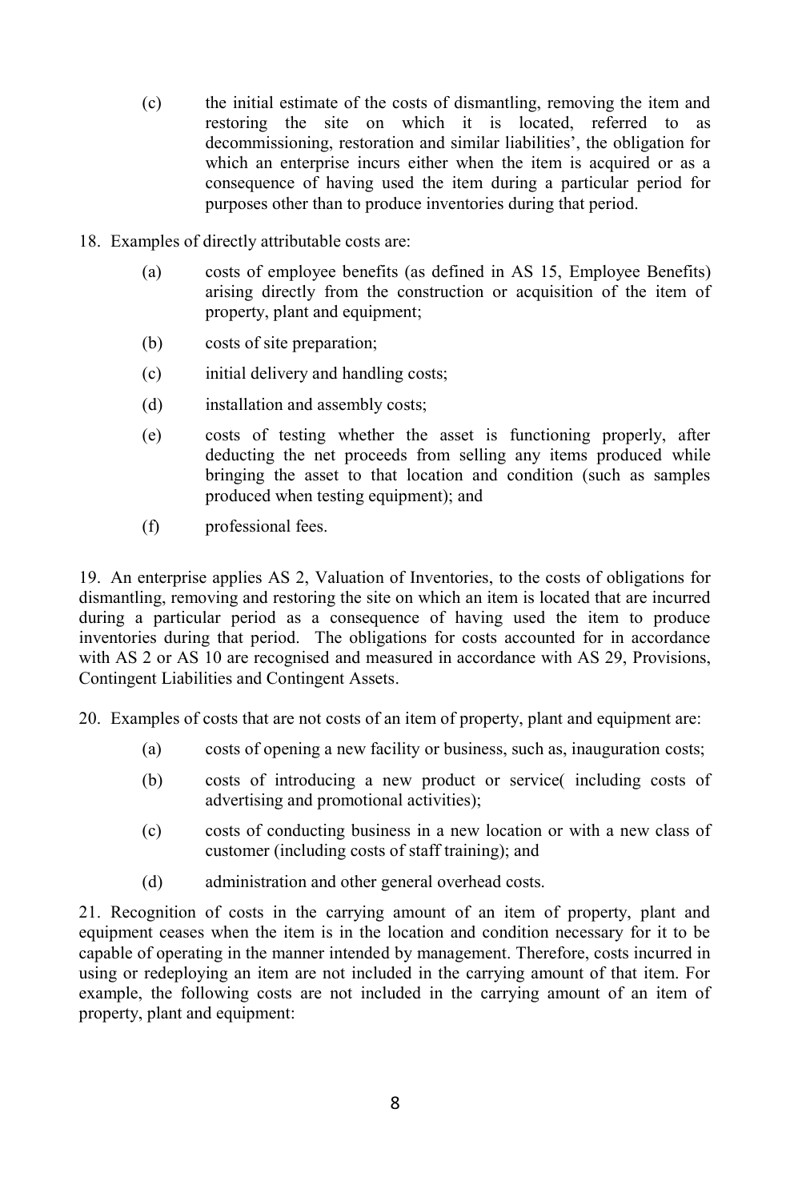(c) the initial estimate of the costs of dismantling, removing the item and restoring the site on which it is located, referred to as decommissioning, restoration and similar liabilities', the obligation for which an enterprise incurs either when the item is acquired or as a consequence of having used the item during a particular period for purposes other than to produce inventories during that period.

18. Examples of directly attributable costs are:

(a) costs of employee benefits (as defined in AS 15, Employee Benefits) arising directly from the construction or acquisition of the item of property, plant and equipment;

(b) costs of site preparation;

(c) initial delivery and handling costs;

(d) installation and assembly costs;

(e) costs of testing whether the asset is functioning properly, after deducting the net proceeds from selling any items produced while bringing the asset to that location and condition (such as samples produced when testing equipment); and

(f) professional fees.

19. An enterprise applies AS 2, Valuation of Inventories, to the costs of obligations for dismantling, removing and restoring the site on which an item is located that are incurred during a particular period as a consequence of having used the item to produce inventories during that period. The obligations for costs accounted for in accordance with AS 2 or AS 10 are recognised and measured in accordance with AS 29, Provisions, Contingent Liabilities and Contingent Assets.

20. Examples of costs that are not costs of an item of property, plant and equipment are:

(a) costs of opening a new facility or business, such as, inauguration costs;

(b) costs of introducing a new product or service( including costs of advertising and promotional activities);

(c) costs of conducting business in a new location or with a new class of customer (including costs of staff training); and

(d) administration and other general overhead costs.

21. Recognition of costs in the carrying amount of an item of property, plant and equipment ceases when the item is in the location and condition necessary for it to be capable of operating in the manner intended by management. Therefore, costs incurred in using or redeploying an item are not included in the carrying amount of that item. For example, the following costs are not included in the carrying amount of an item of property, plant and equipment: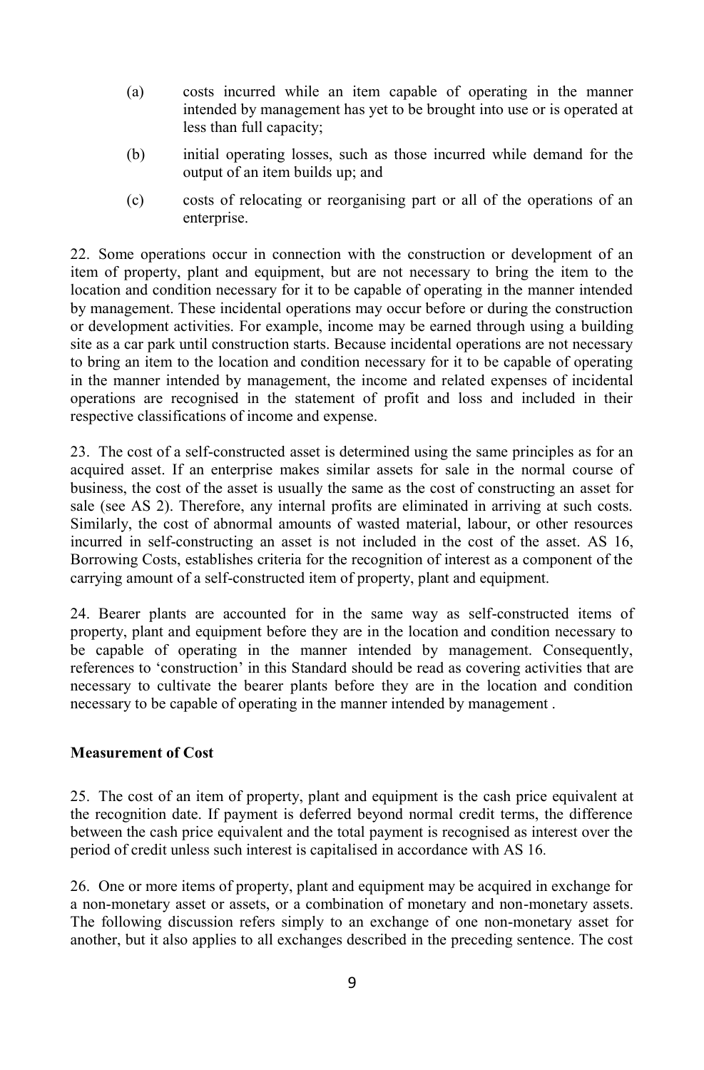(a) costs incurred while an item capable of operating in the manner intended by management has yet to be brought into use or is operated at less than full capacity;

(b) initial operating losses, such as those incurred while demand for the output of an item builds up; and

(c) costs of relocating or reorganising part or all of the operations of an enterprise.

22. Some operations occur in connection with the construction or development of an item of property, plant and equipment, but are not necessary to bring the item to the location and condition necessary for it to be capable of operating in the manner intended by management. These incidental operations may occur before or during the construction or development activities. For example, income may be earned through using a building site as a car park until construction starts. Because incidental operations are not necessary to bring an item to the location and condition necessary for it to be capable of operating in the manner intended by management, the income and related expenses of incidental operations are recognised in the statement of profit and loss and included in their respective classifications of income and expense.

23. The cost of a self-constructed asset is determined using the same principles as for an acquired asset. If an enterprise makes similar assets for sale in the normal course of business, the cost of the asset is usually the same as the cost of constructing an asset for sale (see AS 2). Therefore, any internal profits are eliminated in arriving at such costs. Similarly, the cost of abnormal amounts of wasted material, labour, or other resources incurred in self-constructing an asset is not included in the cost of the asset. AS 16, Borrowing Costs, establishes criteria for the recognition of interest as a component of the carrying amount of a self-constructed item of property, plant and equipment.

24. Bearer plants are accounted for in the same way as self-constructed items of property, plant and equipment before they are in the location and condition necessary to be capable of operating in the manner intended by management. Consequently, references to 'construction' in this Standard should be read as covering activities that are necessary to cultivate the bearer plants before they are in the location and condition necessary to be capable of operating in the manner intended by management .

**Measurement of Cost**

25. The cost of an item of property, plant and equipment is the cash price equivalent at the recognition date. If payment is deferred beyond normal credit terms, the difference between the cash price equivalent and the total payment is recognised as interest over the period of credit unless such interest is capitalised in accordance with AS 16.

26. One or more items of property, plant and equipment may be acquired in exchange for a non-monetary asset or assets, or a combination of monetary and non-monetary assets. The following discussion refers simply to an exchange of one non-monetary asset for another, but it also applies to all exchanges described in the preceding sentence. The cost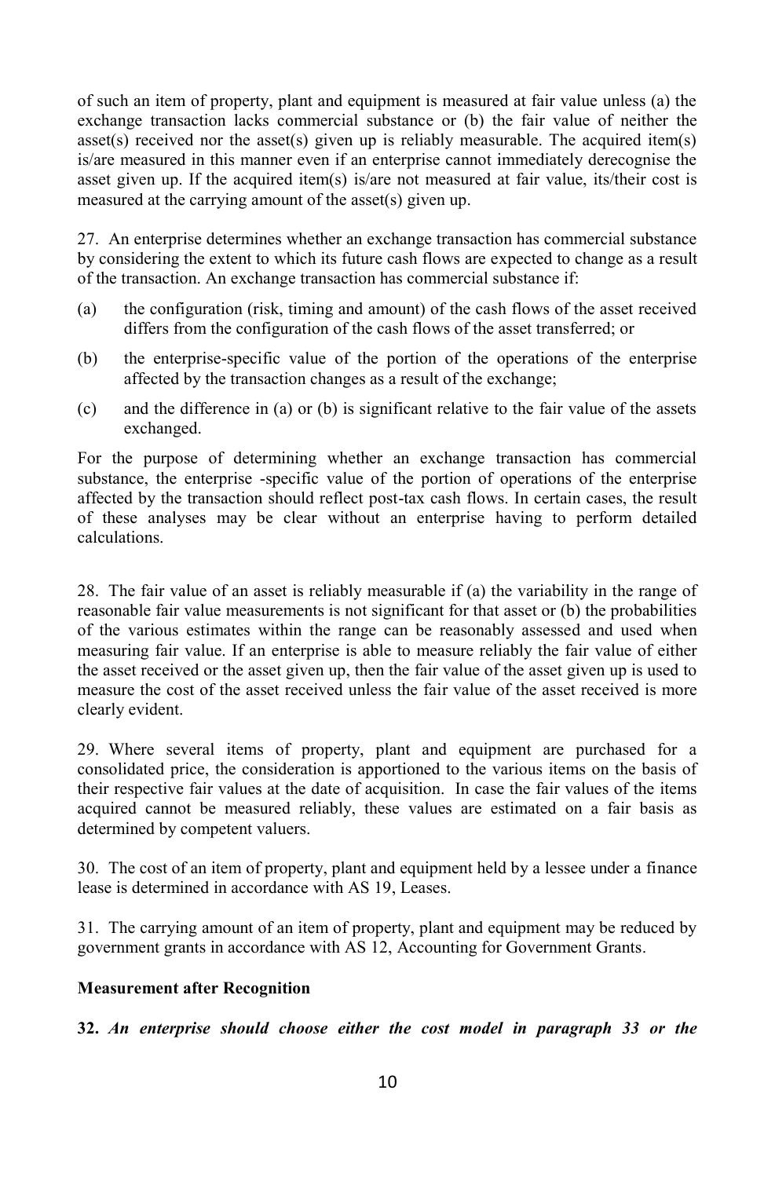of such an item of property, plant and equipment is measured at fair value unless (a) the exchange transaction lacks commercial substance or (b) the fair value of neither the asset(s) received nor the asset(s) given up is reliably measurable. The acquired item(s) is/are measured in this manner even if an enterprise cannot immediately derecognise the asset given up. If the acquired item(s) is/are not measured at fair value, its/their cost is measured at the carrying amount of the asset(s) given up.

27. An enterprise determines whether an exchange transaction has commercial substance by considering the extent to which its future cash flows are expected to change as a result of the transaction. An exchange transaction has commercial substance if:

(a) the configuration (risk, timing and amount) of the cash flows of the asset received differs from the configuration of the cash flows of the asset transferred; or

(b) the enterprise-specific value of the portion of the operations of the enterprise affected by the transaction changes as a result of the exchange;

(c) and the difference in (a) or (b) is significant relative to the fair value of the assets exchanged.

For the purpose of determining whether an exchange transaction has commercial substance, the enterprise -specific value of the portion of operations of the enterprise affected by the transaction should reflect post-tax cash flows. In certain cases, the result of these analyses may be clear without an enterprise having to perform detailed calculations.

28. The fair value of an asset is reliably measurable if (a) the variability in the range of reasonable fair value measurements is not significant for that asset or (b) the probabilities of the various estimates within the range can be reasonably assessed and used when measuring fair value. If an enterprise is able to measure reliably the fair value of either the asset received or the asset given up, then the fair value of the asset given up is used to measure the cost of the asset received unless the fair value of the asset received is more clearly evident.

29. Where several items of property, plant and equipment are purchased for a consolidated price, the consideration is apportioned to the various items on the basis of their respective fair values at the date of acquisition. In case the fair values of the items acquired cannot be measured reliably, these values are estimated on a fair basis as determined by competent valuers.

30. The cost of an item of property, plant and equipment held by a lessee under a finance lease is determined in accordance with AS 19, Leases.

31. The carrying amount of an item of property, plant and equipment may be reduced by government grants in accordance with AS 12, Accounting for Government Grants.

**Measurement after Recognition**

**32.** ***An enterprise should choose either the cost model in paragraph 33 or the***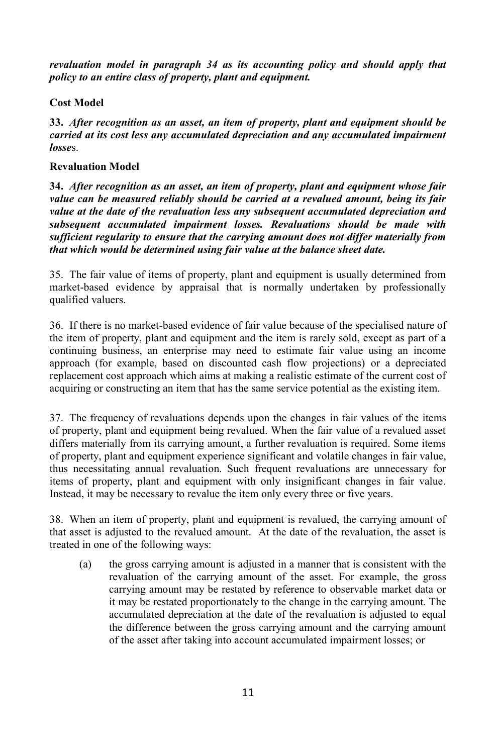***revaluation model in paragraph 34 as its accounting policy and should apply that policy to an entire class of property, plant and equipment.***

**Cost Model**

**33.** ***After recognition as an asset, an item of property, plant and equipment should be carried at its cost less any accumulated depreciation and any accumulated impairment losse*s.**

**Revaluation Model**

**34.** ***After recognition as an asset, an item of property, plant and equipment whose fair value can be measured reliably should be carried at a revalued amount, being its fair value at the date of the revaluation less any subsequent accumulated depreciation and subsequent accumulated impairment losses. Revaluations should be made with sufficient regularity to ensure that the carrying amount does not differ materially from that which would be determined using fair value at the balance sheet date.***

35. The fair value of items of property, plant and equipment is usually determined from market-based evidence by appraisal that is normally undertaken by professionally qualified valuers.

36. If there is no market-based evidence of fair value because of the specialised nature of the item of property, plant and equipment and the item is rarely sold, except as part of a continuing business, an enterprise may need to estimate fair value using an income approach (for example, based on discounted cash flow projections) or a depreciated replacement cost approach which aims at making a realistic estimate of the current cost of acquiring or constructing an item that has the same service potential as the existing item.

37. The frequency of revaluations depends upon the changes in fair values of the items of property, plant and equipment being revalued. When the fair value of a revalued asset differs materially from its carrying amount, a further revaluation is required. Some items of property, plant and equipment experience significant and volatile changes in fair value, thus necessitating annual revaluation. Such frequent revaluations are unnecessary for items of property, plant and equipment with only insignificant changes in fair value. Instead, it may be necessary to revalue the item only every three or five years.

38. When an item of property, plant and equipment is revalued, the carrying amount of that asset is adjusted to the revalued amount. At the date of the revaluation, the asset is treated in one of the following ways:

(a) the gross carrying amount is adjusted in a manner that is consistent with the revaluation of the carrying amount of the asset. For example, the gross carrying amount may be restated by reference to observable market data or it may be restated proportionately to the change in the carrying amount. The accumulated depreciation at the date of the revaluation is adjusted to equal the difference between the gross carrying amount and the carrying amount of the asset after taking into account accumulated impairment losses; or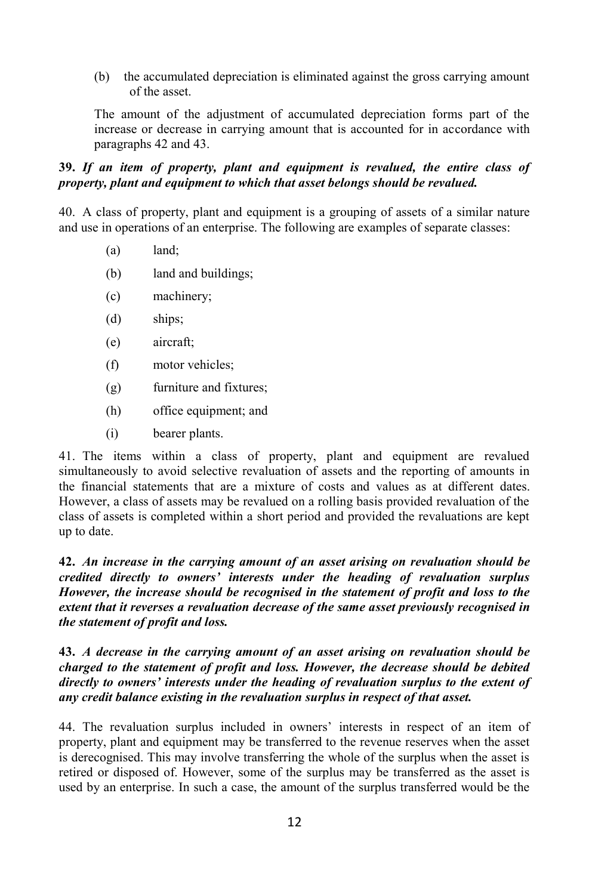(b) the accumulated depreciation is eliminated against the gross carrying amount of the asset.

The amount of the adjustment of accumulated depreciation forms part of the increase or decrease in carrying amount that is accounted for in accordance with paragraphs 42 and 43.

**39.** ***If an item of property, plant and equipment is revalued, the entire class of property, plant and equipment to which that asset belongs should be revalued.***

40. A class of property, plant and equipment is a grouping of assets of a similar nature and use in operations of an enterprise. The following are examples of separate classes:

(a) land;

(b) land and buildings;

(c) machinery;

(d) ships;

(e) aircraft;

(f) motor vehicles;

(g) furniture and fixtures;

(h) office equipment; and

(i) bearer plants.

41. The items within a class of property, plant and equipment are revalued simultaneously to avoid selective revaluation of assets and the reporting of amounts in the financial statements that are a mixture of costs and values as at different dates. However, a class of assets may be revalued on a rolling basis provided revaluation of the class of assets is completed within a short period and provided the revaluations are kept up to date.

**42.** ***An increase in the carrying amount of an asset arising on revaluation should be credited directly to owners' interests under the heading of revaluation surplus However, the increase should be recognised in the statement of profit and loss to the extent that it reverses a revaluation decrease of the same asset previously recognised in the statement of profit and loss.***

**43.** ***A decrease in the carrying amount of an asset arising on revaluation should be charged to the statement of profit and loss. However, the decrease should be debited directly to owners' interests under the heading of revaluation surplus to the extent of any credit balance existing in the revaluation surplus in respect of that asset.***

44. The revaluation surplus included in owners' interests in respect of an item of property, plant and equipment may be transferred to the revenue reserves when the asset is derecognised. This may involve transferring the whole of the surplus when the asset is retired or disposed of. However, some of the surplus may be transferred as the asset is used by an enterprise. In such a case, the amount of the surplus transferred would be the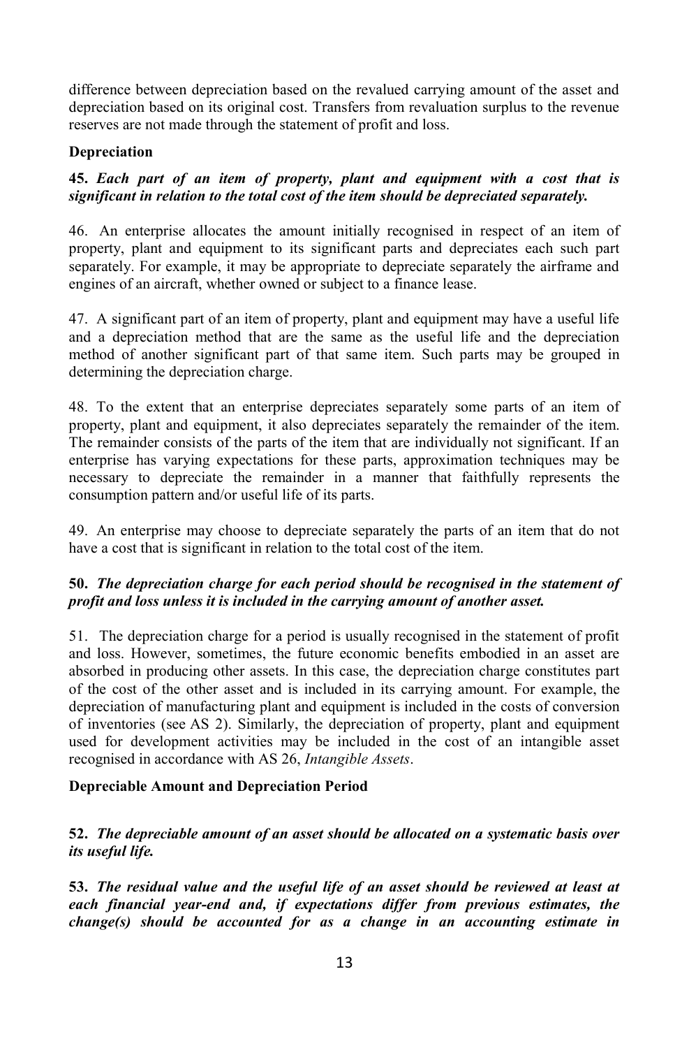difference between depreciation based on the revalued carrying amount of the asset and depreciation based on its original cost. Transfers from revaluation surplus to the revenue reserves are not made through the statement of profit and loss.

### Depreciation

**45.** ***Each part of an item of property, plant and equipment with a cost that is significant in relation to the total cost of the item should be depreciated separately.***

46. An enterprise allocates the amount initially recognised in respect of an item of property, plant and equipment to its significant parts and depreciates each such part separately. For example, it may be appropriate to depreciate separately the airframe and engines of an aircraft, whether owned or subject to a finance lease.

47. A significant part of an item of property, plant and equipment may have a useful life and a depreciation method that are the same as the useful life and the depreciation method of another significant part of that same item. Such parts may be grouped in determining the depreciation charge.

48. To the extent that an enterprise depreciates separately some parts of an item of property, plant and equipment, it also depreciates separately the remainder of the item. The remainder consists of the parts of the item that are individually not significant. If an enterprise has varying expectations for these parts, approximation techniques may be necessary to depreciate the remainder in a manner that faithfully represents the consumption pattern and/or useful life of its parts.

49. An enterprise may choose to depreciate separately the parts of an item that do not have a cost that is significant in relation to the total cost of the item.

**50.** ***The depreciation charge for each period should be recognised in the statement of profit and loss unless it is included in the carrying amount of another asset.***

51. The depreciation charge for a period is usually recognised in the statement of profit and loss. However, sometimes, the future economic benefits embodied in an asset are absorbed in producing other assets. In this case, the depreciation charge constitutes part of the cost of the other asset and is included in its carrying amount. For example, the depreciation of manufacturing plant and equipment is included in the costs of conversion of inventories (see AS 2). Similarly, the depreciation of property, plant and equipment used for development activities may be included in the cost of an intangible asset recognised in accordance with AS 26, *Intangible Assets*.

### Depreciable Amount and Depreciation Period

**52.** ***The depreciable amount of an asset should be allocated on a systematic basis over its useful life.***

**53.** ***The residual value and the useful life of an asset should be reviewed at least at each financial year-end and, if expectations differ from previous estimates, the change(s) should be accounted for as a change in an accounting estimate in***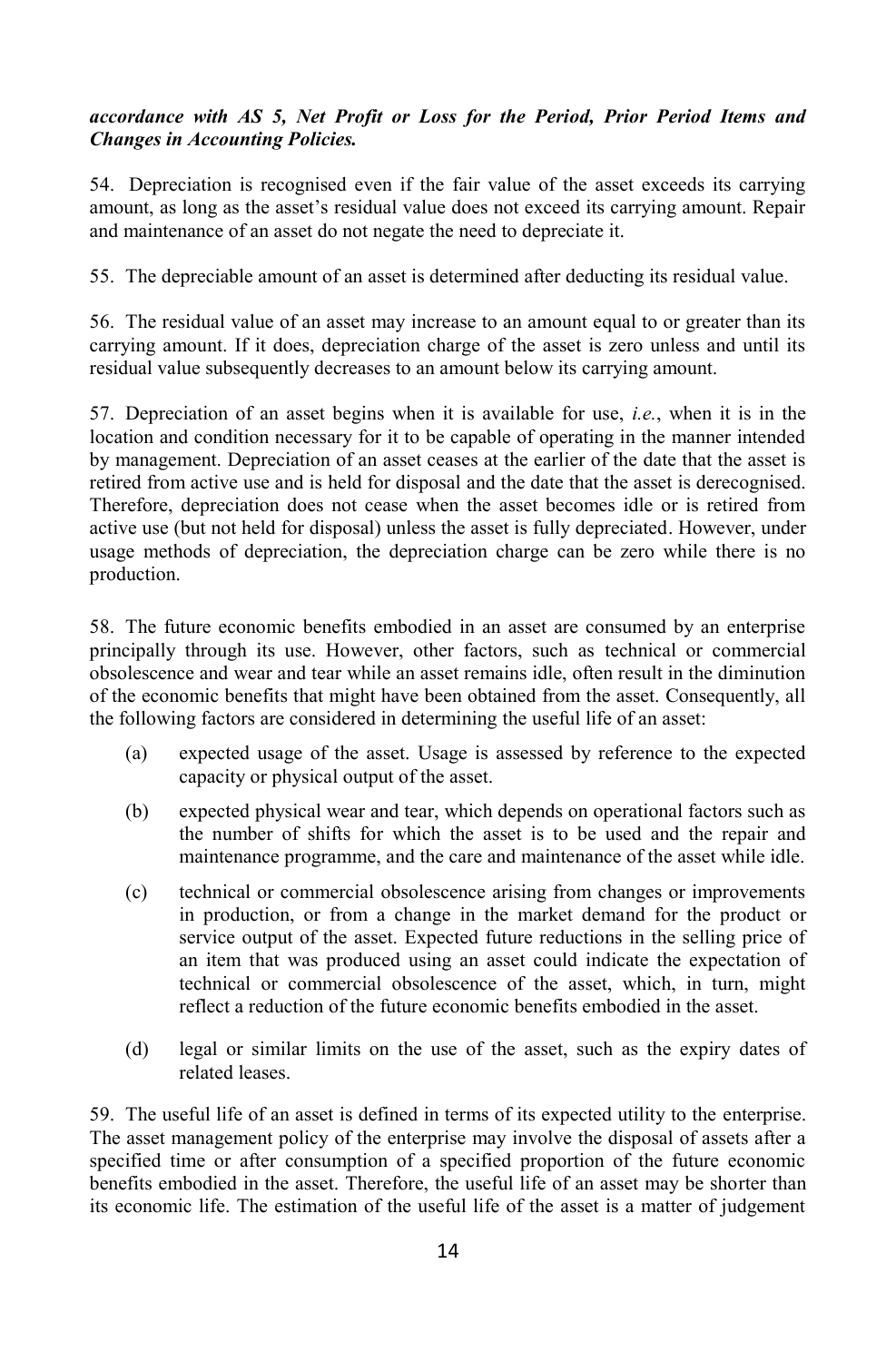***accordance with AS 5, Net Profit or Loss for the Period, Prior Period Items and Changes in Accounting Policies.***

54. Depreciation is recognised even if the fair value of the asset exceeds its carrying amount, as long as the asset's residual value does not exceed its carrying amount. Repair and maintenance of an asset do not negate the need to depreciate it.

55. The depreciable amount of an asset is determined after deducting its residual value.

56. The residual value of an asset may increase to an amount equal to or greater than its carrying amount. If it does, depreciation charge of the asset is zero unless and until its residual value subsequently decreases to an amount below its carrying amount.

57. Depreciation of an asset begins when it is available for use, *i.e.*, when it is in the location and condition necessary for it to be capable of operating in the manner intended by management. Depreciation of an asset ceases at the earlier of the date that the asset is retired from active use and is held for disposal and the date that the asset is derecognised. Therefore, depreciation does not cease when the asset becomes idle or is retired from active use (but not held for disposal) unless the asset is fully depreciated. However, under usage methods of depreciation, the depreciation charge can be zero while there is no production.

58. The future economic benefits embodied in an asset are consumed by an enterprise principally through its use. However, other factors, such as technical or commercial obsolescence and wear and tear while an asset remains idle, often result in the diminution of the economic benefits that might have been obtained from the asset. Consequently, all the following factors are considered in determining the useful life of an asset:

(a) expected usage of the asset. Usage is assessed by reference to the expected capacity or physical output of the asset.

(b) expected physical wear and tear, which depends on operational factors such as the number of shifts for which the asset is to be used and the repair and maintenance programme, and the care and maintenance of the asset while idle.

(c) technical or commercial obsolescence arising from changes or improvements in production, or from a change in the market demand for the product or service output of the asset. Expected future reductions in the selling price of an item that was produced using an asset could indicate the expectation of technical or commercial obsolescence of the asset, which, in turn, might reflect a reduction of the future economic benefits embodied in the asset.

(d) legal or similar limits on the use of the asset, such as the expiry dates of related leases.

59. The useful life of an asset is defined in terms of its expected utility to the enterprise. The asset management policy of the enterprise may involve the disposal of assets after a specified time or after consumption of a specified proportion of the future economic benefits embodied in the asset. Therefore, the useful life of an asset may be shorter than its economic life. The estimation of the useful life of the asset is a matter of judgement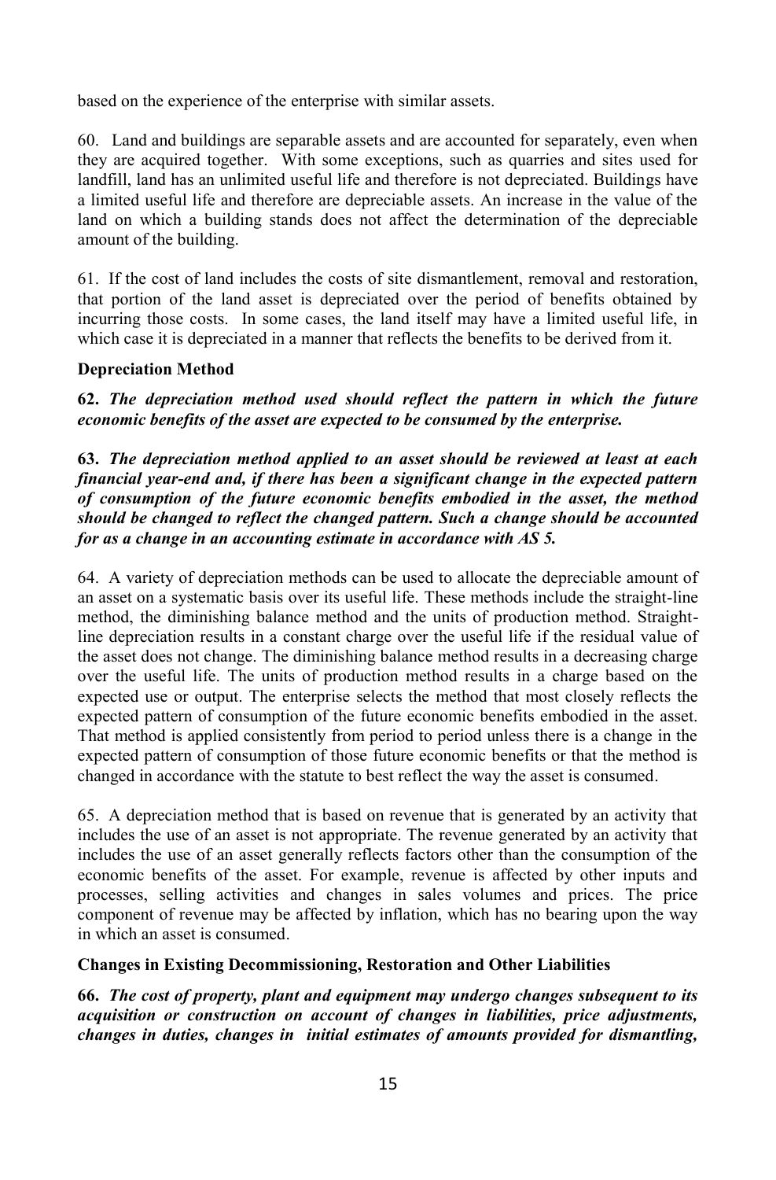based on the experience of the enterprise with similar assets.

60. Land and buildings are separable assets and are accounted for separately, even when they are acquired together. With some exceptions, such as quarries and sites used for landfill, land has an unlimited useful life and therefore is not depreciated. Buildings have a limited useful life and therefore are depreciable assets. An increase in the value of the land on which a building stands does not affect the determination of the depreciable amount of the building.

61. If the cost of land includes the costs of site dismantlement, removal and restoration, that portion of the land asset is depreciated over the period of benefits obtained by incurring those costs. In some cases, the land itself may have a limited useful life, in which case it is depreciated in a manner that reflects the benefits to be derived from it.

**Depreciation Method**

**62.** ***The depreciation method used should reflect the pattern in which the future economic benefits of the asset are expected to be consumed by the enterprise.***

**63.** ***The depreciation method applied to an asset should be reviewed at least at each financial year-end and, if there has been a significant change in the expected pattern of consumption of the future economic benefits embodied in the asset, the method should be changed to reflect the changed pattern. Such a change should be accounted for as a change in an accounting estimate in accordance with AS 5.***

64. A variety of depreciation methods can be used to allocate the depreciable amount of an asset on a systematic basis over its useful life. These methods include the straight-line method, the diminishing balance method and the units of production method. Straight-line depreciation results in a constant charge over the useful life if the residual value of the asset does not change. The diminishing balance method results in a decreasing charge over the useful life. The units of production method results in a charge based on the expected use or output. The enterprise selects the method that most closely reflects the expected pattern of consumption of the future economic benefits embodied in the asset. That method is applied consistently from period to period unless there is a change in the expected pattern of consumption of those future economic benefits or that the method is changed in accordance with the statute to best reflect the way the asset is consumed.

65. A depreciation method that is based on revenue that is generated by an activity that includes the use of an asset is not appropriate. The revenue generated by an activity that includes the use of an asset generally reflects factors other than the consumption of the economic benefits of the asset. For example, revenue is affected by other inputs and processes, selling activities and changes in sales volumes and prices. The price component of revenue may be affected by inflation, which has no bearing upon the way in which an asset is consumed.

**Changes in Existing Decommissioning, Restoration and Other Liabilities**

**66.** ***The cost of property, plant and equipment may undergo changes subsequent to its acquisition or construction on account of changes in liabilities, price adjustments, changes in duties, changes in initial estimates of amounts provided for dismantling,***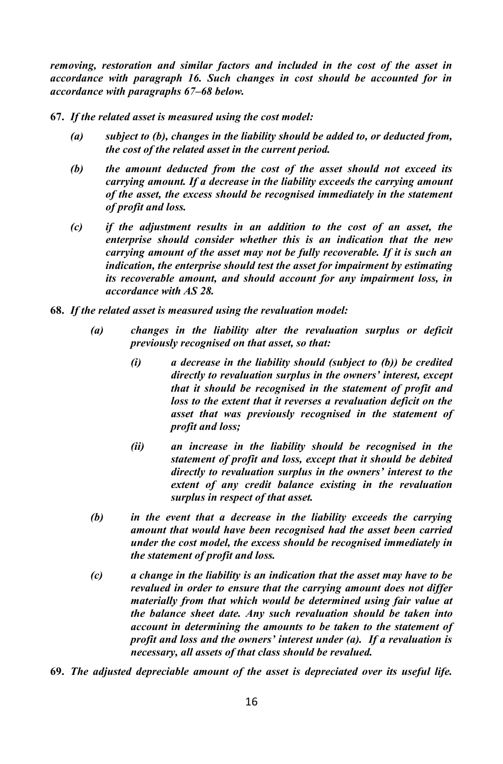***removing, restoration and similar factors and included in the cost of the asset in accordance with paragraph 16. Such changes in cost should be accounted for in accordance with paragraphs 67–68 below.***

**67.** ***If the related asset is measured using the cost model:***

- ***(a) subject to (b), changes in the liability should be added to, or deducted from, the cost of the related asset in the current period.***
- ***(b) the amount deducted from the cost of the asset should not exceed its carrying amount. If a decrease in the liability exceeds the carrying amount of the asset, the excess should be recognised immediately in the statement of profit and loss.***
- ***(c) if the adjustment results in an addition to the cost of an asset, the enterprise should consider whether this is an indication that the new carrying amount of the asset may not be fully recoverable. If it is such an indication, the enterprise should test the asset for impairment by estimating its recoverable amount, and should account for any impairment loss, in accordance with AS 28.***

**68.** ***If the related asset is measured using the revaluation model:***

- ***(a) changes in the liability alter the revaluation surplus or deficit previously recognised on that asset, so that:***
  - ***(i) a decrease in the liability should (subject to (b)) be credited directly to revaluation surplus in the owners' interest, except that it should be recognised in the statement of profit and loss to the extent that it reverses a revaluation deficit on the asset that was previously recognised in the statement of profit and loss;***
  - ***(ii) an increase in the liability should be recognised in the statement of profit and loss, except that it should be debited directly to revaluation surplus in the owners' interest to the extent of any credit balance existing in the revaluation surplus in respect of that asset.***
- ***(b) in the event that a decrease in the liability exceeds the carrying amount that would have been recognised had the asset been carried under the cost model, the excess should be recognised immediately in the statement of profit and loss.***
- ***(c) a change in the liability is an indication that the asset may have to be revalued in order to ensure that the carrying amount does not differ materially from that which would be determined using fair value at the balance sheet date. Any such revaluation should be taken into account in determining the amounts to be taken to the statement of profit and loss and the owners' interest under (a). If a revaluation is necessary, all assets of that class should be revalued.***

**69.** ***The adjusted depreciable amount of the asset is depreciated over its useful life.***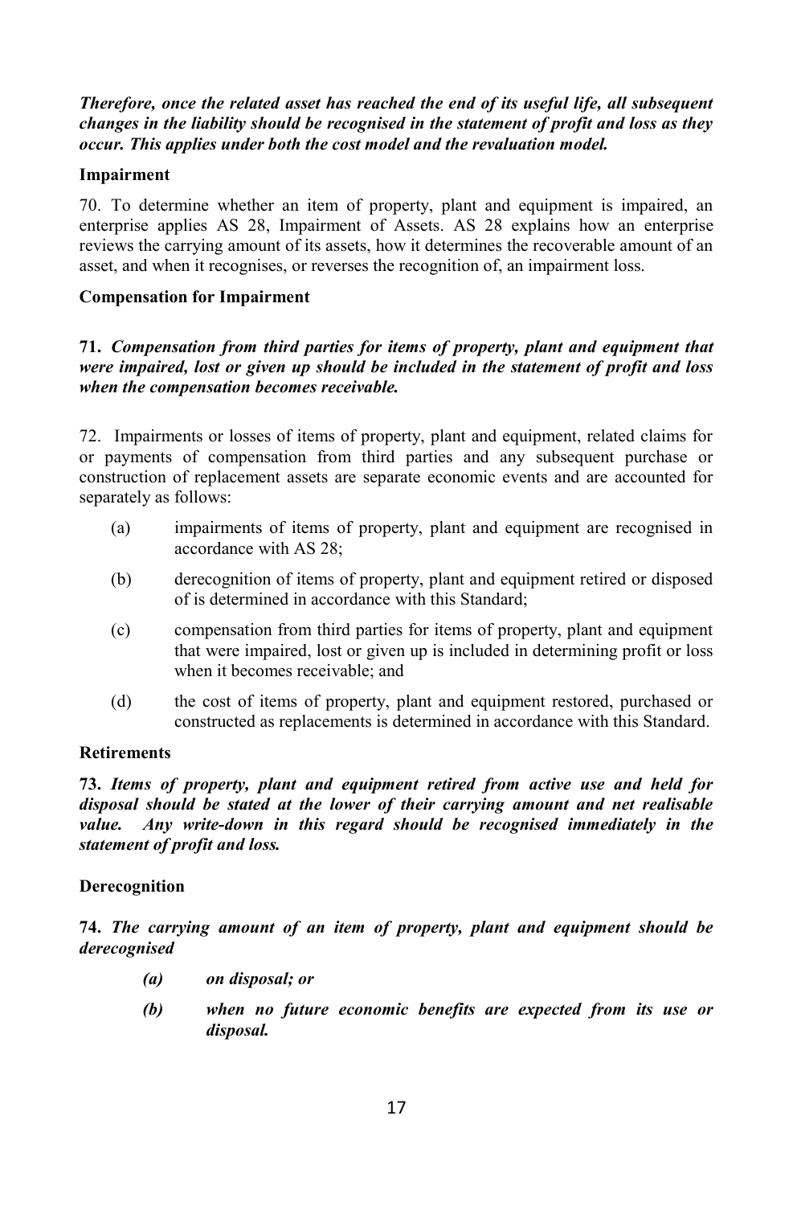***Therefore, once the related asset has reached the end of its useful life, all subsequent changes in the liability should be recognised in the statement of profit and loss as they occur. This applies under both the cost model and the revaluation model.***

**Impairment**

70. To determine whether an item of property, plant and equipment is impaired, an enterprise applies AS 28, Impairment of Assets. AS 28 explains how an enterprise reviews the carrying amount of its assets, how it determines the recoverable amount of an asset, and when it recognises, or reverses the recognition of, an impairment loss.

**Compensation for Impairment**

**71.** ***Compensation from third parties for items of property, plant and equipment that were impaired, lost or given up should be included in the statement of profit and loss when the compensation becomes receivable.***

72. Impairments or losses of items of property, plant and equipment, related claims for or payments of compensation from third parties and any subsequent purchase or construction of replacement assets are separate economic events and are accounted for separately as follows:

(a) impairments of items of property, plant and equipment are recognised in accordance with AS 28;

(b) derecognition of items of property, plant and equipment retired or disposed of is determined in accordance with this Standard;

(c) compensation from third parties for items of property, plant and equipment that were impaired, lost or given up is included in determining profit or loss when it becomes receivable; and

(d) the cost of items of property, plant and equipment restored, purchased or constructed as replacements is determined in accordance with this Standard.

**Retirements**

**73.** ***Items of property, plant and equipment retired from active use and held for disposal should be stated at the lower of their carrying amount and net realisable value. Any write-down in this regard should be recognised immediately in the statement of profit and loss.***

**Derecognition**

**74.** ***The carrying amount of an item of property, plant and equipment should be derecognised***

***(a) on disposal; or***

***(b) when no future economic benefits are expected from its use or disposal.***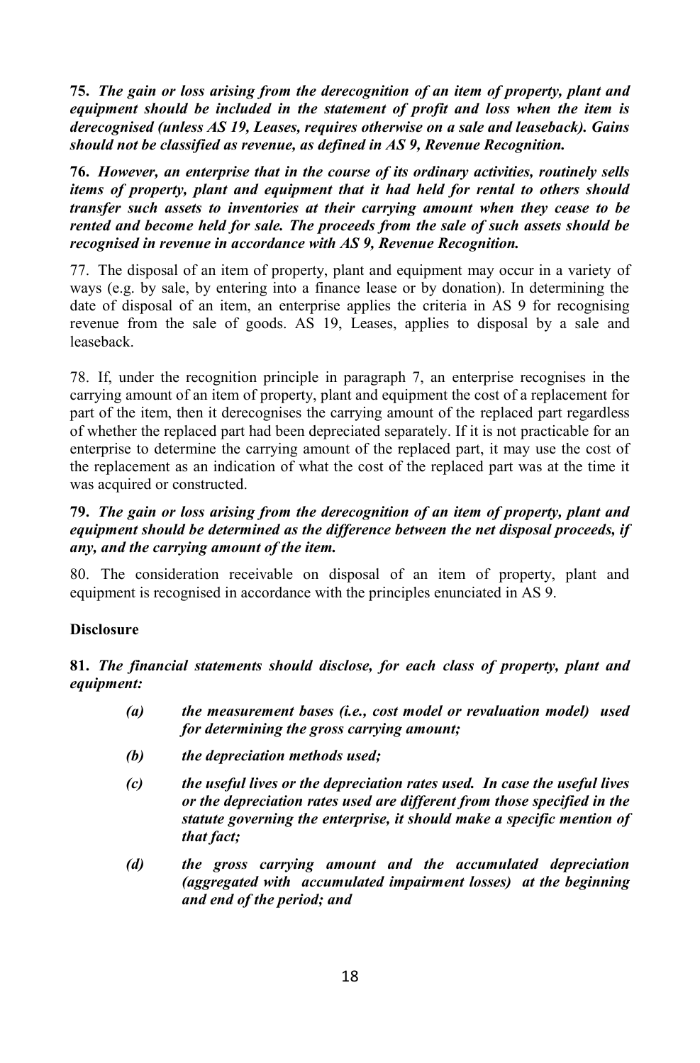**75.** ***The gain or loss arising from the derecognition of an item of property, plant and equipment should be included in the statement of profit and loss when the item is derecognised (unless AS 19, Leases, requires otherwise on a sale and leaseback). Gains should not be classified as revenue, as defined in AS 9, Revenue Recognition.***

**76.** ***However, an enterprise that in the course of its ordinary activities, routinely sells items of property, plant and equipment that it had held for rental to others should transfer such assets to inventories at their carrying amount when they cease to be rented and become held for sale. The proceeds from the sale of such assets should be recognised in revenue in accordance with AS 9, Revenue Recognition.***

77. The disposal of an item of property, plant and equipment may occur in a variety of ways (e.g. by sale, by entering into a finance lease or by donation). In determining the date of disposal of an item, an enterprise applies the criteria in AS 9 for recognising revenue from the sale of goods. AS 19, Leases, applies to disposal by a sale and leaseback.

78. If, under the recognition principle in paragraph 7, an enterprise recognises in the carrying amount of an item of property, plant and equipment the cost of a replacement for part of the item, then it derecognises the carrying amount of the replaced part regardless of whether the replaced part had been depreciated separately. If it is not practicable for an enterprise to determine the carrying amount of the replaced part, it may use the cost of the replacement as an indication of what the cost of the replaced part was at the time it was acquired or constructed.

**79.** ***The gain or loss arising from the derecognition of an item of property, plant and equipment should be determined as the difference between the net disposal proceeds, if any, and the carrying amount of the item.***

80. The consideration receivable on disposal of an item of property, plant and equipment is recognised in accordance with the principles enunciated in AS 9.

**Disclosure**

**81.** ***The financial statements should disclose, for each class of property, plant and equipment:***

- ***(a) the measurement bases (i.e., cost model or revaluation model) used for determining the gross carrying amount;***
- ***(b) the depreciation methods used;***
- ***(c) the useful lives or the depreciation rates used. In case the useful lives or the depreciation rates used are different from those specified in the statute governing the enterprise, it should make a specific mention of that fact;***
- ***(d) the gross carrying amount and the accumulated depreciation (aggregated with accumulated impairment losses) at the beginning and end of the period; and***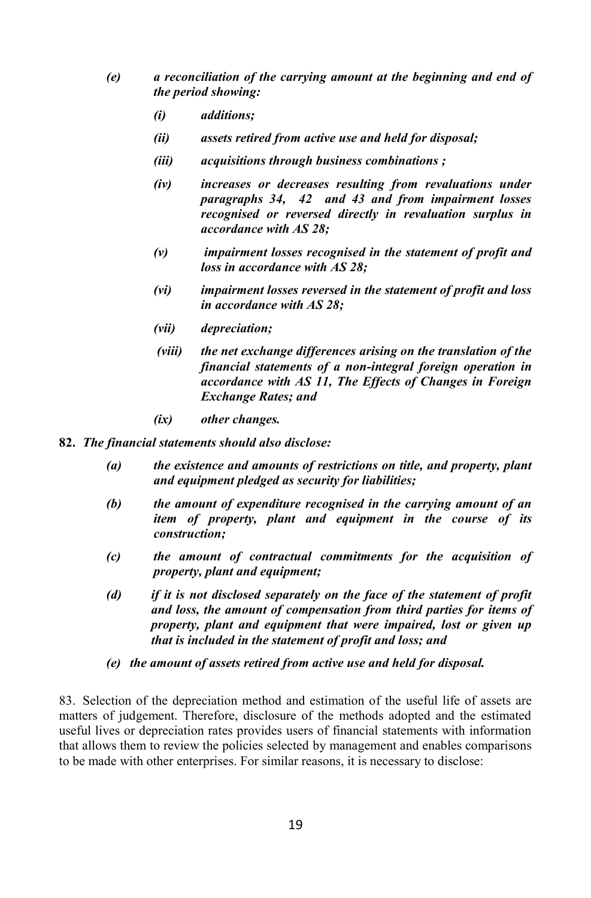*(e) a reconciliation of the carrying amount at the beginning and end of the period showing:*

*(i) additions;*

*(ii) assets retired from active use and held for disposal;*

*(iii) acquisitions through business combinations ;*

*(iv) increases or decreases resulting from revaluations under paragraphs 34, 42 and 43 and from impairment losses recognised or reversed directly in revaluation surplus in accordance with AS 28;*

*(v) impairment losses recognised in the statement of profit and loss in accordance with AS 28;*

*(vi) impairment losses reversed in the statement of profit and loss in accordance with AS 28;*

*(vii) depreciation;*

*(viii) the net exchange differences arising on the translation of the financial statements of a non-integral foreign operation in accordance with AS 11, The Effects of Changes in Foreign Exchange Rates; and*

*(ix) other changes.*

**82.** ***The financial statements should also disclose:***

*(a) the existence and amounts of restrictions on title, and property, plant and equipment pledged as security for liabilities;*

*(b) the amount of expenditure recognised in the carrying amount of an item of property, plant and equipment in the course of its construction;*

*(c) the amount of contractual commitments for the acquisition of property, plant and equipment;*

*(d) if it is not disclosed separately on the face of the statement of profit and loss, the amount of compensation from third parties for items of property, plant and equipment that were impaired, lost or given up that is included in the statement of profit and loss; and*

*(e) the amount of assets retired from active use and held for disposal.*

83. Selection of the depreciation method and estimation of the useful life of assets are matters of judgement. Therefore, disclosure of the methods adopted and the estimated useful lives or depreciation rates provides users of financial statements with information that allows them to review the policies selected by management and enables comparisons to be made with other enterprises. For similar reasons, it is necessary to disclose: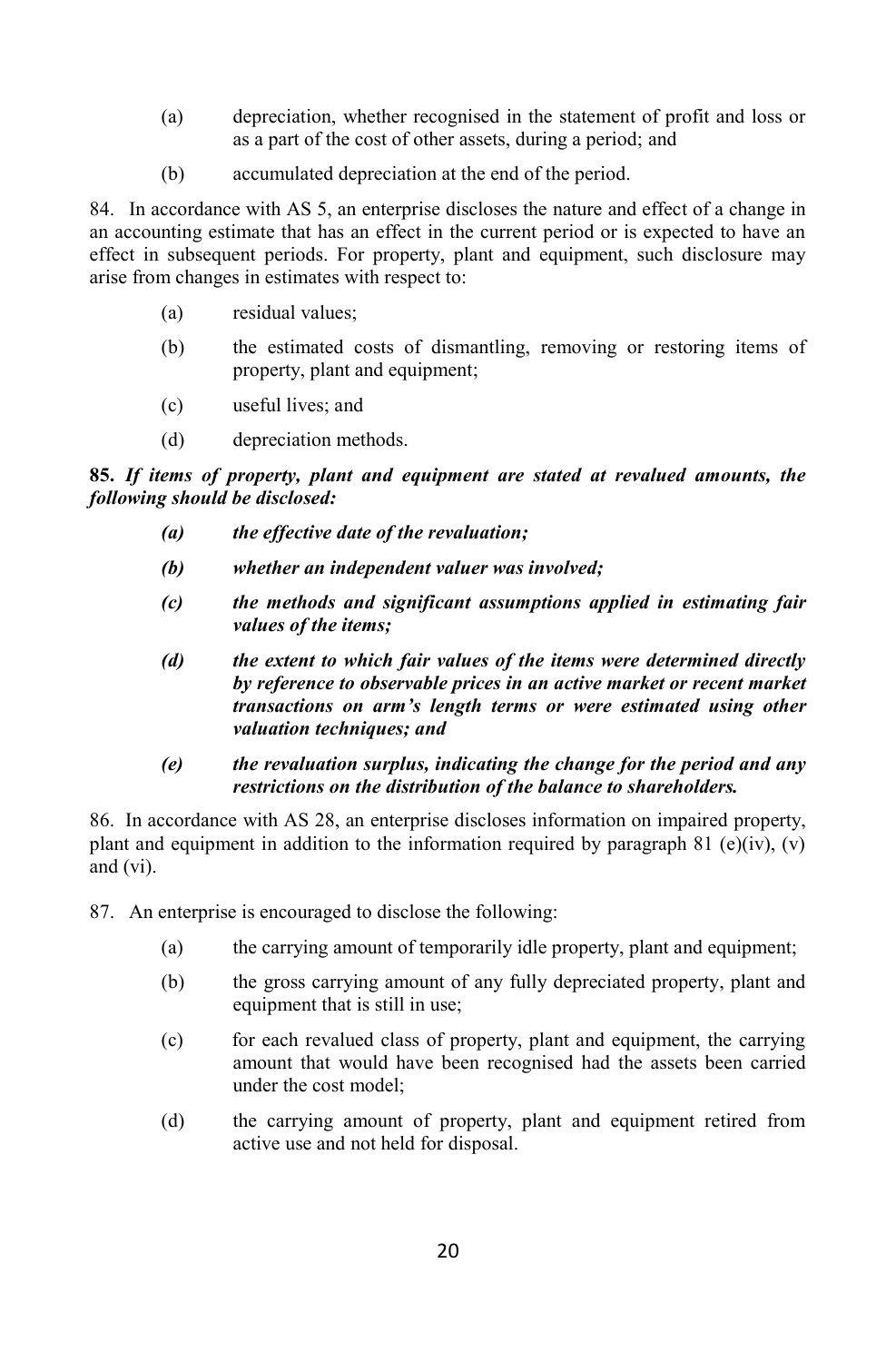(a) depreciation, whether recognised in the statement of profit and loss or as a part of the cost of other assets, during a period; and

(b) accumulated depreciation at the end of the period.

84. In accordance with AS 5, an enterprise discloses the nature and effect of a change in an accounting estimate that has an effect in the current period or is expected to have an effect in subsequent periods. For property, plant and equipment, such disclosure may arise from changes in estimates with respect to:

(a) residual values;

(b) the estimated costs of dismantling, removing or restoring items of property, plant and equipment;

(c) useful lives; and

(d) depreciation methods.

**85.** ***If items of property, plant and equipment are stated at revalued amounts, the following should be disclosed:***

***(a) the effective date of the revaluation;***

***(b) whether an independent valuer was involved;***

***(c) the methods and significant assumptions applied in estimating fair values of the items;***

***(d) the extent to which fair values of the items were determined directly by reference to observable prices in an active market or recent market transactions on arm's length terms or were estimated using other valuation techniques; and***

***(e) the revaluation surplus, indicating the change for the period and any restrictions on the distribution of the balance to shareholders.***

86. In accordance with AS 28, an enterprise discloses information on impaired property, plant and equipment in addition to the information required by paragraph 81 (e)(iv), (v) and (vi).

87. An enterprise is encouraged to disclose the following:

(a) the carrying amount of temporarily idle property, plant and equipment;

(b) the gross carrying amount of any fully depreciated property, plant and equipment that is still in use;

(c) for each revalued class of property, plant and equipment, the carrying amount that would have been recognised had the assets been carried under the cost model;

(d) the carrying amount of property, plant and equipment retired from active use and not held for disposal.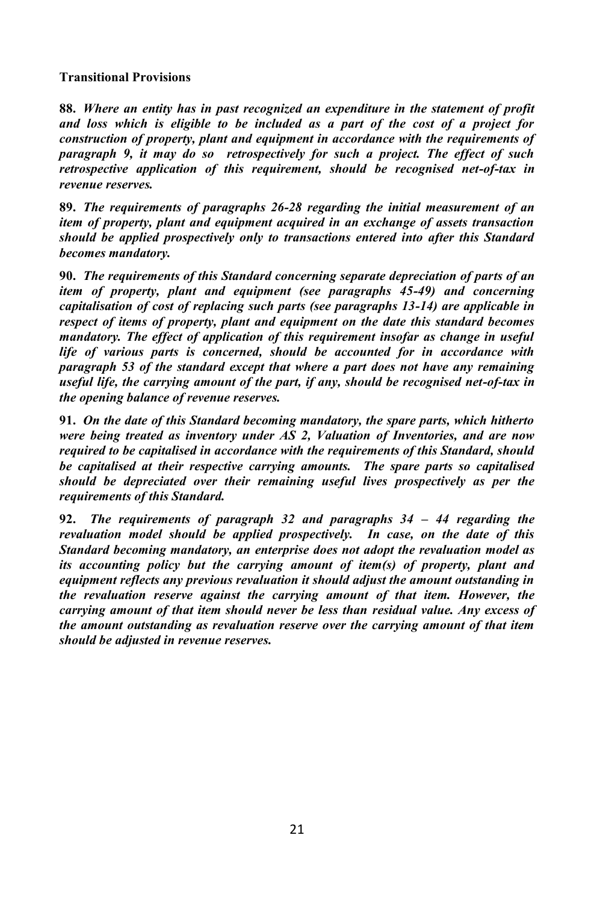**Transitional Provisions**

**88.** ***Where an entity has in past recognized an expenditure in the statement of profit and loss which is eligible to be included as a part of the cost of a project for construction of property, plant and equipment in accordance with the requirements of paragraph 9, it may do so retrospectively for such a project. The effect of such retrospective application of this requirement, should be recognised net-of-tax in revenue reserves.***

**89.** ***The requirements of paragraphs 26-28 regarding the initial measurement of an item of property, plant and equipment acquired in an exchange of assets transaction should be applied prospectively only to transactions entered into after this Standard becomes mandatory.***

**90.** ***The requirements of this Standard concerning separate depreciation of parts of an item of property, plant and equipment (see paragraphs 45-49) and concerning capitalisation of cost of replacing such parts (see paragraphs 13-14) are applicable in respect of items of property, plant and equipment on the date this standard becomes mandatory. The effect of application of this requirement insofar as change in useful life of various parts is concerned, should be accounted for in accordance with paragraph 53 of the standard except that where a part does not have any remaining useful life, the carrying amount of the part, if any, should be recognised net-of-tax in the opening balance of revenue reserves.***

**91.** ***On the date of this Standard becoming mandatory, the spare parts, which hitherto were being treated as inventory under AS 2, Valuation of Inventories, and are now required to be capitalised in accordance with the requirements of this Standard, should be capitalised at their respective carrying amounts. The spare parts so capitalised should be depreciated over their remaining useful lives prospectively as per the requirements of this Standard.***

**92.** ***The requirements of paragraph 32 and paragraphs 34 – 44 regarding the revaluation model should be applied prospectively. In case, on the date of this Standard becoming mandatory, an enterprise does not adopt the revaluation model as its accounting policy but the carrying amount of item(s) of property, plant and equipment reflects any previous revaluation it should adjust the amount outstanding in the revaluation reserve against the carrying amount of that item. However, the carrying amount of that item should never be less than residual value. Any excess of the amount outstanding as revaluation reserve over the carrying amount of that item should be adjusted in revenue reserves.***